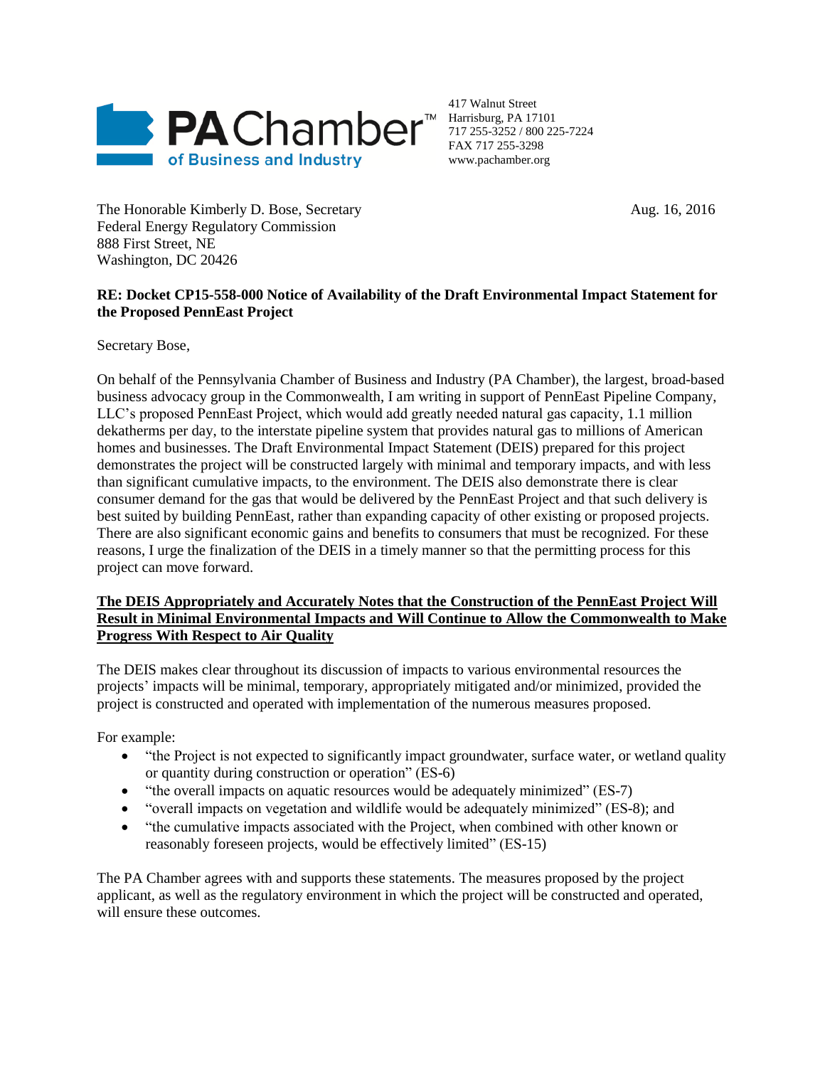PA Chamber™ of Business and Industry

417 Walnut Street
Harrisburg, PA 17101
717 255-3252 / 800 225-7224
FAX 717 255-3298
www.pachamber.org

The Honorable Kimberly D. Bose, Secretary
Federal Energy Regulatory Commission
888 First Street, NE
Washington, DC 20426

Aug. 16, 2016

**RE: Docket CP15-558-000 Notice of Availability of the Draft Environmental Impact Statement for the Proposed PennEast Project**

Secretary Bose,

On behalf of the Pennsylvania Chamber of Business and Industry (PA Chamber), the largest, broad-based business advocacy group in the Commonwealth, I am writing in support of PennEast Pipeline Company, LLC's proposed PennEast Project, which would add greatly needed natural gas capacity, 1.1 million dekatherms per day, to the interstate pipeline system that provides natural gas to millions of American homes and businesses. The Draft Environmental Impact Statement (DEIS) prepared for this project demonstrates the project will be constructed largely with minimal and temporary impacts, and with less than significant cumulative impacts, to the environment. The DEIS also demonstrate there is clear consumer demand for the gas that would be delivered by the PennEast Project and that such delivery is best suited by building PennEast, rather than expanding capacity of other existing or proposed projects. There are also significant economic gains and benefits to consumers that must be recognized. For these reasons, I urge the finalization of the DEIS in a timely manner so that the permitting process for this project can move forward.

**<u>The DEIS Appropriately and Accurately Notes that the Construction of the PennEast Project Will Result in Minimal Environmental Impacts and Will Continue to Allow the Commonwealth to Make Progress With Respect to Air Quality</u>**

The DEIS makes clear throughout its discussion of impacts to various environmental resources the projects' impacts will be minimal, temporary, appropriately mitigated and/or minimized, provided the project is constructed and operated with implementation of the numerous measures proposed.

For example:

- "the Project is not expected to significantly impact groundwater, surface water, or wetland quality or quantity during construction or operation" (ES-6)
- "the overall impacts on aquatic resources would be adequately minimized" (ES-7)
- "overall impacts on vegetation and wildlife would be adequately minimized" (ES-8); and
- "the cumulative impacts associated with the Project, when combined with other known or reasonably foreseen projects, would be effectively limited" (ES-15)

The PA Chamber agrees with and supports these statements. The measures proposed by the project applicant, as well as the regulatory environment in which the project will be constructed and operated, will ensure these outcomes.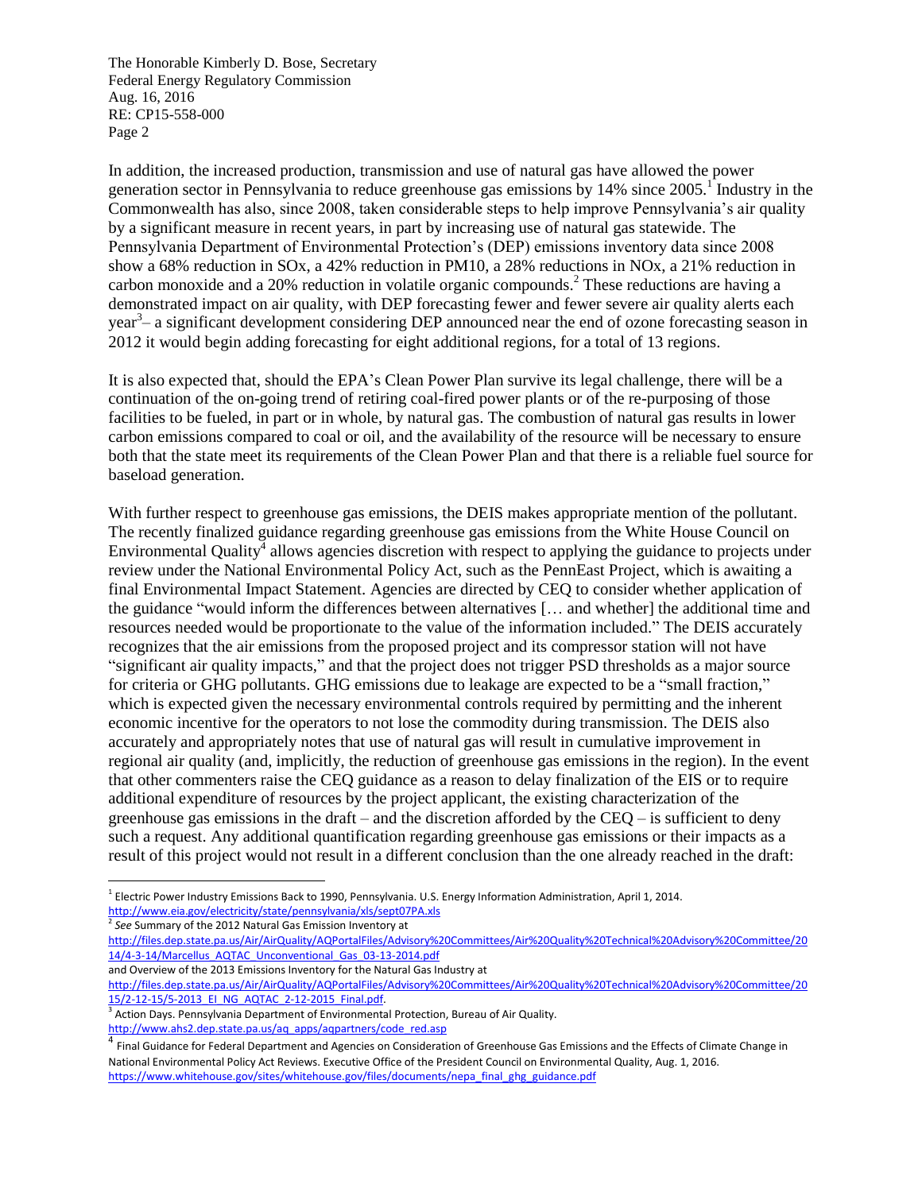In addition, the increased production, transmission and use of natural gas have allowed the power generation sector in Pennsylvania to reduce greenhouse gas emissions by 14% since 2005.[1] Industry in the Commonwealth has also, since 2008, taken considerable steps to help improve Pennsylvania's air quality by a significant measure in recent years, in part by increasing use of natural gas statewide. The Pennsylvania Department of Environmental Protection's (DEP) emissions inventory data since 2008 show a 68% reduction in SOx, a 42% reduction in PM10, a 28% reductions in NOx, a 21% reduction in carbon monoxide and a 20% reduction in volatile organic compounds.[2] These reductions are having a demonstrated impact on air quality, with DEP forecasting fewer and fewer severe air quality alerts each year[3]– a significant development considering DEP announced near the end of ozone forecasting season in 2012 it would begin adding forecasting for eight additional regions, for a total of 13 regions.

It is also expected that, should the EPA's Clean Power Plan survive its legal challenge, there will be a continuation of the on-going trend of retiring coal-fired power plants or of the re-purposing of those facilities to be fueled, in part or in whole, by natural gas. The combustion of natural gas results in lower carbon emissions compared to coal or oil, and the availability of the resource will be necessary to ensure both that the state meet its requirements of the Clean Power Plan and that there is a reliable fuel source for baseload generation.

With further respect to greenhouse gas emissions, the DEIS makes appropriate mention of the pollutant. The recently finalized guidance regarding greenhouse gas emissions from the White House Council on Environmental Quality[4] allows agencies discretion with respect to applying the guidance to projects under review under the National Environmental Policy Act, such as the PennEast Project, which is awaiting a final Environmental Impact Statement. Agencies are directed by CEQ to consider whether application of the guidance "would inform the differences between alternatives [… and whether] the additional time and resources needed would be proportionate to the value of the information included." The DEIS accurately recognizes that the air emissions from the proposed project and its compressor station will not have "significant air quality impacts," and that the project does not trigger PSD thresholds as a major source for criteria or GHG pollutants. GHG emissions due to leakage are expected to be a "small fraction," which is expected given the necessary environmental controls required by permitting and the inherent economic incentive for the operators to not lose the commodity during transmission. The DEIS also accurately and appropriately notes that use of natural gas will result in cumulative improvement in regional air quality (and, implicitly, the reduction of greenhouse gas emissions in the region). In the event that other commenters raise the CEQ guidance as a reason to delay finalization of the EIS or to require additional expenditure of resources by the project applicant, the existing characterization of the greenhouse gas emissions in the draft – and the discretion afforded by the CEQ – is sufficient to deny such a request. Any additional quantification regarding greenhouse gas emissions or their impacts as a result of this project would not result in a different conclusion than the one already reached in the draft:

---

[1] Electric Power Industry Emissions Back to 1990, Pennsylvania. U.S. Energy Information Administration, April 1, 2014. http://www.eia.gov/electricity/state/pennsylvania/xls/sept07PA.xls

[2] *See* Summary of the 2012 Natural Gas Emission Inventory at http://files.dep.state.pa.us/Air/AirQuality/AQPortalFiles/Advisory%20Committees/Air%20Quality%20Technical%20Advisory%20Committee/2014/4-3-14/Marcellus_AQTAC_Unconventional_Gas_03-13-2014.pdf
and Overview of the 2013 Emissions Inventory for the Natural Gas Industry at http://files.dep.state.pa.us/Air/AirQuality/AQPortalFiles/Advisory%20Committees/Air%20Quality%20Technical%20Advisory%20Committee/2015/2-12-15/5-2013_EI_NG_AQTAC_2-12-2015_Final.pdf.

[3] Action Days. Pennsylvania Department of Environmental Protection, Bureau of Air Quality. http://www.ahs2.dep.state.pa.us/aq_apps/aqpartners/code_red.asp

[4] Final Guidance for Federal Department and Agencies on Consideration of Greenhouse Gas Emissions and the Effects of Climate Change in National Environmental Policy Act Reviews. Executive Office of the President Council on Environmental Quality, Aug. 1, 2016. https://www.whitehouse.gov/sites/whitehouse.gov/files/documents/nepa_final_ghg_guidance.pdf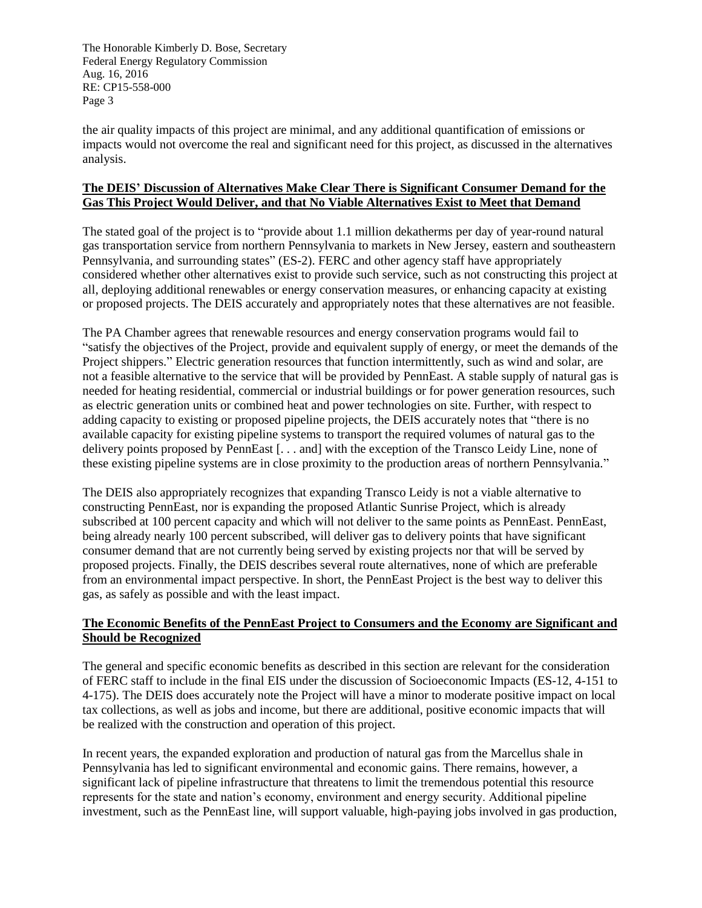the air quality impacts of this project are minimal, and any additional quantification of emissions or impacts would not overcome the real and significant need for this project, as discussed in the alternatives analysis.

**The DEIS' Discussion of Alternatives Make Clear There is Significant Consumer Demand for the Gas This Project Would Deliver, and that No Viable Alternatives Exist to Meet that Demand**

The stated goal of the project is to "provide about 1.1 million dekatherms per day of year-round natural gas transportation service from northern Pennsylvania to markets in New Jersey, eastern and southeastern Pennsylvania, and surrounding states" (ES-2). FERC and other agency staff have appropriately considered whether other alternatives exist to provide such service, such as not constructing this project at all, deploying additional renewables or energy conservation measures, or enhancing capacity at existing or proposed projects. The DEIS accurately and appropriately notes that these alternatives are not feasible.

The PA Chamber agrees that renewable resources and energy conservation programs would fail to "satisfy the objectives of the Project, provide and equivalent supply of energy, or meet the demands of the Project shippers." Electric generation resources that function intermittently, such as wind and solar, are not a feasible alternative to the service that will be provided by PennEast. A stable supply of natural gas is needed for heating residential, commercial or industrial buildings or for power generation resources, such as electric generation units or combined heat and power technologies on site. Further, with respect to adding capacity to existing or proposed pipeline projects, the DEIS accurately notes that "there is no available capacity for existing pipeline systems to transport the required volumes of natural gas to the delivery points proposed by PennEast [. . . and] with the exception of the Transco Leidy Line, none of these existing pipeline systems are in close proximity to the production areas of northern Pennsylvania."

The DEIS also appropriately recognizes that expanding Transco Leidy is not a viable alternative to constructing PennEast, nor is expanding the proposed Atlantic Sunrise Project, which is already subscribed at 100 percent capacity and which will not deliver to the same points as PennEast. PennEast, being already nearly 100 percent subscribed, will deliver gas to delivery points that have significant consumer demand that are not currently being served by existing projects nor that will be served by proposed projects. Finally, the DEIS describes several route alternatives, none of which are preferable from an environmental impact perspective. In short, the PennEast Project is the best way to deliver this gas, as safely as possible and with the least impact.

**The Economic Benefits of the PennEast Project to Consumers and the Economy are Significant and Should be Recognized**

The general and specific economic benefits as described in this section are relevant for the consideration of FERC staff to include in the final EIS under the discussion of Socioeconomic Impacts (ES-12, 4-151 to 4-175). The DEIS does accurately note the Project will have a minor to moderate positive impact on local tax collections, as well as jobs and income, but there are additional, positive economic impacts that will be realized with the construction and operation of this project.

In recent years, the expanded exploration and production of natural gas from the Marcellus shale in Pennsylvania has led to significant environmental and economic gains. There remains, however, a significant lack of pipeline infrastructure that threatens to limit the tremendous potential this resource represents for the state and nation's economy, environment and energy security. Additional pipeline investment, such as the PennEast line, will support valuable, high-paying jobs involved in gas production,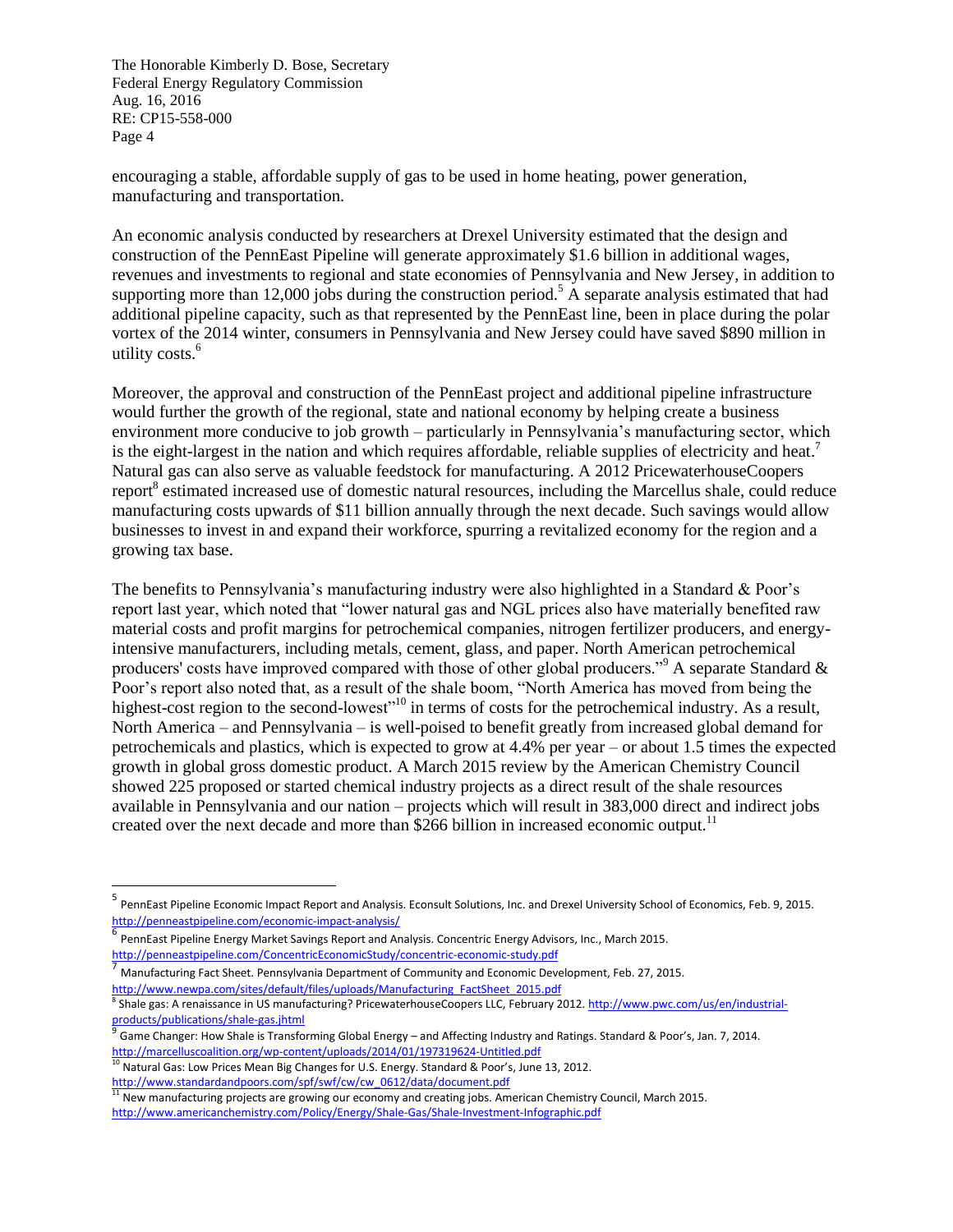encouraging a stable, affordable supply of gas to be used in home heating, power generation, manufacturing and transportation.

An economic analysis conducted by researchers at Drexel University estimated that the design and construction of the PennEast Pipeline will generate approximately $1.6 billion in additional wages, revenues and investments to regional and state economies of Pennsylvania and New Jersey, in addition to supporting more than 12,000 jobs during the construction period.[5] A separate analysis estimated that had additional pipeline capacity, such as that represented by the PennEast line, been in place during the polar vortex of the 2014 winter, consumers in Pennsylvania and New Jersey could have saved $890 million in utility costs.[6]

Moreover, the approval and construction of the PennEast project and additional pipeline infrastructure would further the growth of the regional, state and national economy by helping create a business environment more conducive to job growth – particularly in Pennsylvania's manufacturing sector, which is the eight-largest in the nation and which requires affordable, reliable supplies of electricity and heat.[7] Natural gas can also serve as valuable feedstock for manufacturing. A 2012 PricewaterhouseCoopers report[8] estimated increased use of domestic natural resources, including the Marcellus shale, could reduce manufacturing costs upwards of $11 billion annually through the next decade. Such savings would allow businesses to invest in and expand their workforce, spurring a revitalized economy for the region and a growing tax base.

The benefits to Pennsylvania's manufacturing industry were also highlighted in a Standard & Poor's report last year, which noted that "lower natural gas and NGL prices also have materially benefited raw material costs and profit margins for petrochemical companies, nitrogen fertilizer producers, and energy-intensive manufacturers, including metals, cement, glass, and paper. North American petrochemical producers' costs have improved compared with those of other global producers."[9] A separate Standard & Poor's report also noted that, as a result of the shale boom, "North America has moved from being the highest-cost region to the second-lowest"[10] in terms of costs for the petrochemical industry. As a result, North America – and Pennsylvania – is well-poised to benefit greatly from increased global demand for petrochemicals and plastics, which is expected to grow at 4.4% per year – or about 1.5 times the expected growth in global gross domestic product. A March 2015 review by the American Chemistry Council showed 225 proposed or started chemical industry projects as a direct result of the shale resources available in Pennsylvania and our nation – projects which will result in 383,000 direct and indirect jobs created over the next decade and more than $266 billion in increased economic output.[11]

---

[5] PennEast Pipeline Economic Impact Report and Analysis. Econsult Solutions, Inc. and Drexel University School of Economics, Feb. 9, 2015. http://penneastpipeline.com/economic-impact-analysis/

[6] PennEast Pipeline Energy Market Savings Report and Analysis. Concentric Energy Advisors, Inc., March 2015. http://penneastpipeline.com/ConcentricEconomicStudy/concentric-economic-study.pdf

[7] Manufacturing Fact Sheet. Pennsylvania Department of Community and Economic Development, Feb. 27, 2015. http://www.newpa.com/sites/default/files/uploads/Manufacturing_FactSheet_2015.pdf

[8] Shale gas: A renaissance in US manufacturing? PricewaterhouseCoopers LLC, February 2012. http://www.pwc.com/us/en/industrial-products/publications/shale-gas.jhtml

[9] Game Changer: How Shale is Transforming Global Energy – and Affecting Industry and Ratings. Standard & Poor's, Jan. 7, 2014. http://marcelluscoalition.org/wp-content/uploads/2014/01/197319624-Untitled.pdf

[10] Natural Gas: Low Prices Mean Big Changes for U.S. Energy. Standard & Poor's, June 13, 2012. http://www.standardandpoors.com/spf/swf/cw/cw_0612/data/document.pdf

[11] New manufacturing projects are growing our economy and creating jobs. American Chemistry Council, March 2015. http://www.americanchemistry.com/Policy/Energy/Shale-Gas/Shale-Investment-Infographic.pdf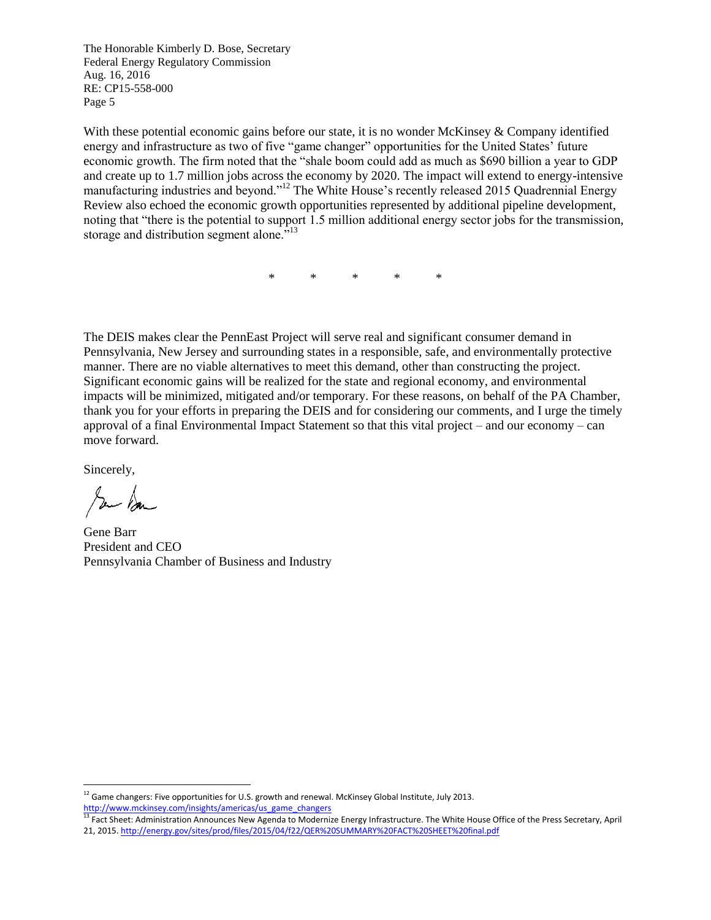With these potential economic gains before our state, it is no wonder McKinsey & Company identified energy and infrastructure as two of five "game changer" opportunities for the United States' future economic growth. The firm noted that the "shale boom could add as much as $690 billion a year to GDP and create up to 1.7 million jobs across the economy by 2020. The impact will extend to energy-intensive manufacturing industries and beyond."[12] The White House's recently released 2015 Quadrennial Energy Review also echoed the economic growth opportunities represented by additional pipeline development, noting that "there is the potential to support 1.5 million additional energy sector jobs for the transmission, storage and distribution segment alone."[13]

\* \* \* \* \*

The DEIS makes clear the PennEast Project will serve real and significant consumer demand in Pennsylvania, New Jersey and surrounding states in a responsible, safe, and environmentally protective manner. There are no viable alternatives to meet this demand, other than constructing the project. Significant economic gains will be realized for the state and regional economy, and environmental impacts will be minimized, mitigated and/or temporary. For these reasons, on behalf of the PA Chamber, thank you for your efforts in preparing the DEIS and for considering our comments, and I urge the timely approval of a final Environmental Impact Statement so that this vital project – and our economy – can move forward.

Sincerely,

Gene Barr
President and CEO
Pennsylvania Chamber of Business and Industry

---

[12] Game changers: Five opportunities for U.S. growth and renewal. McKinsey Global Institute, July 2013. http://www.mckinsey.com/insights/americas/us_game_changers

[13] Fact Sheet: Administration Announces New Agenda to Modernize Energy Infrastructure. The White House Office of the Press Secretary, April 21, 2015. http://energy.gov/sites/prod/files/2015/04/f22/QER%20SUMMARY%20FACT%20SHEET%20final.pdf